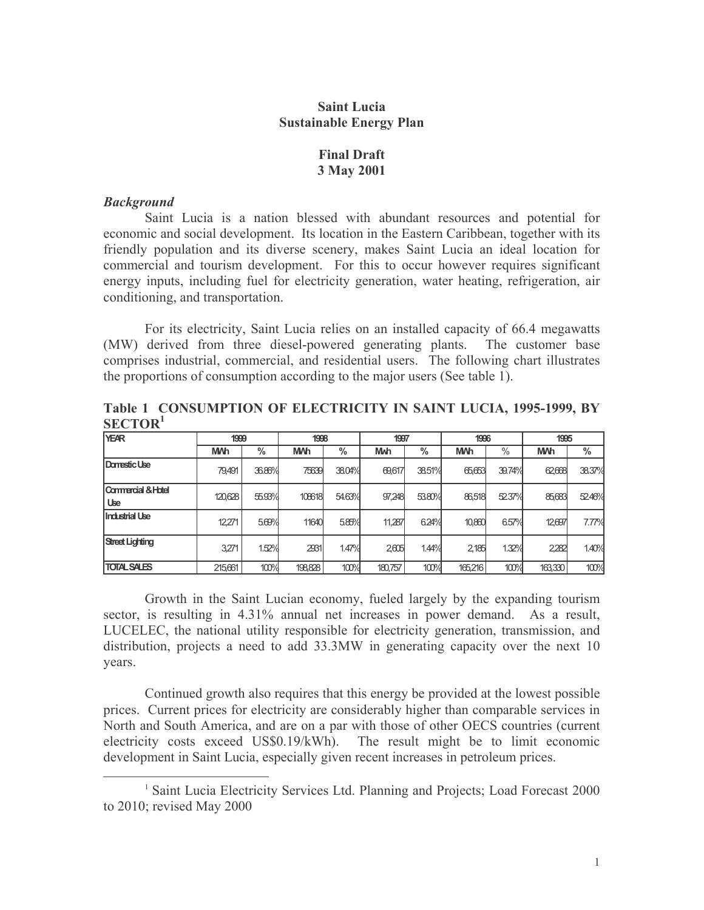**Saint Lucia**
**Sustainable Energy Plan**

**Final Draft**
**3 May 2001**

### *Background*

Saint Lucia is a nation blessed with abundant resources and potential for economic and social development. Its location in the Eastern Caribbean, together with its friendly population and its diverse scenery, makes Saint Lucia an ideal location for commercial and tourism development. For this to occur however requires significant energy inputs, including fuel for electricity generation, water heating, refrigeration, air conditioning, and transportation.

For its electricity, Saint Lucia relies on an installed capacity of 66.4 megawatts (MW) derived from three diesel-powered generating plants. The customer base comprises industrial, commercial, and residential users. The following chart illustrates the proportions of consumption according to the major users (See table 1).

**Table 1 CONSUMPTION OF ELECTRICITY IN SAINT LUCIA, 1995-1999, BY SECTOR[1]**

| YEAR | 1999 | | 1998 | | 1997 | | 1996 | | 1995 | |
|---|---|---|---|---|---|---|---|---|---|---|
| | MWh | % | MWh | % | Mwh | % | MWh | % | MWh | % |
| Domestic Use | 79,491 | 36.86% | 75639 | 38.04% | 69,617 | 38.51% | 65,653 | 39.74% | 62,668 | 38.37% |
| Commercial & Hotel Use | 120,628 | 55.93% | 108618 | 54.63% | 97,248 | 53.80% | 86,518 | 52.37% | 85,683 | 52.46% |
| Industrial Use | 12,271 | 5.69% | 11640 | 5.85% | 11,287 | 6.24% | 10,860 | 6.57% | 12,697 | 7.77% |
| Street Lighting | 3,271 | 1.52% | 2931 | 1.47% | 2,605 | 1.44% | 2,185 | 1.32% | 2,282 | 1.40% |
| TOTAL SALES | 215,661 | 100% | 198,828 | 100% | 180,757 | 100% | 165,216 | 100% | 163,330 | 100% |

Growth in the Saint Lucian economy, fueled largely by the expanding tourism sector, is resulting in 4.31% annual net increases in power demand. As a result, LUCELEC, the national utility responsible for electricity generation, transmission, and distribution, projects a need to add 33.3MW in generating capacity over the next 10 years.

Continued growth also requires that this energy be provided at the lowest possible prices. Current prices for electricity are considerably higher than comparable services in North and South America, and are on a par with those of other OECS countries (current electricity costs exceed US$0.19/kWh). The result might be to limit economic development in Saint Lucia, especially given recent increases in petroleum prices.

[1] Saint Lucia Electricity Services Ltd. Planning and Projects; Load Forecast 2000 to 2010; revised May 2000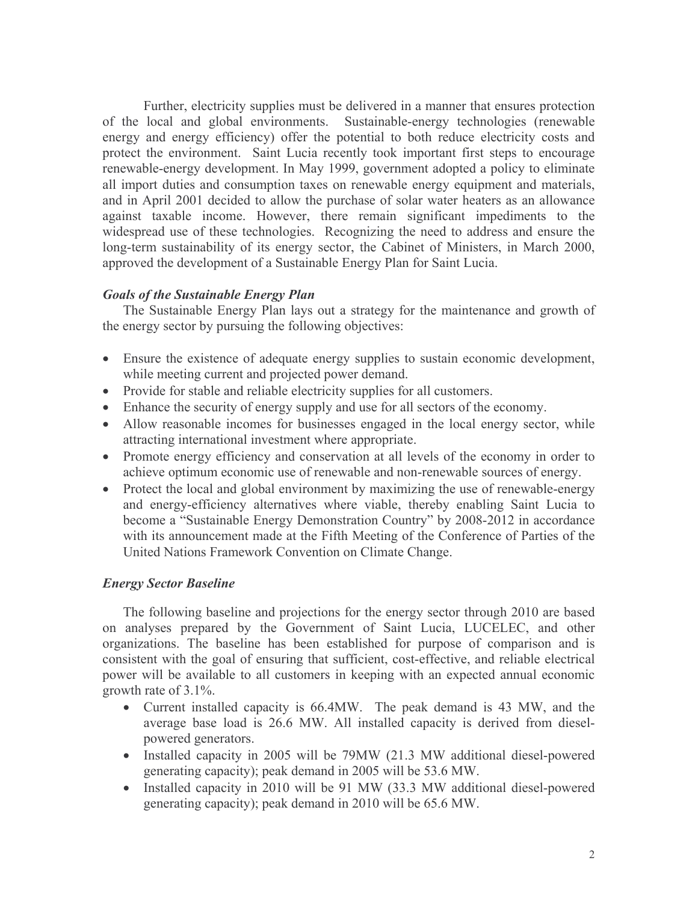Further, electricity supplies must be delivered in a manner that ensures protection of the local and global environments. Sustainable-energy technologies (renewable energy and energy efficiency) offer the potential to both reduce electricity costs and protect the environment. Saint Lucia recently took important first steps to encourage renewable-energy development. In May 1999, government adopted a policy to eliminate all import duties and consumption taxes on renewable energy equipment and materials, and in April 2001 decided to allow the purchase of solar water heaters as an allowance against taxable income. However, there remain significant impediments to the widespread use of these technologies. Recognizing the need to address and ensure the long-term sustainability of its energy sector, the Cabinet of Ministers, in March 2000, approved the development of a Sustainable Energy Plan for Saint Lucia.

### *Goals of the Sustainable Energy Plan*

The Sustainable Energy Plan lays out a strategy for the maintenance and growth of the energy sector by pursuing the following objectives:

- Ensure the existence of adequate energy supplies to sustain economic development, while meeting current and projected power demand.
- Provide for stable and reliable electricity supplies for all customers.
- Enhance the security of energy supply and use for all sectors of the economy.
- Allow reasonable incomes for businesses engaged in the local energy sector, while attracting international investment where appropriate.
- Promote energy efficiency and conservation at all levels of the economy in order to achieve optimum economic use of renewable and non-renewable sources of energy.
- Protect the local and global environment by maximizing the use of renewable-energy and energy-efficiency alternatives where viable, thereby enabling Saint Lucia to become a "Sustainable Energy Demonstration Country" by 2008-2012 in accordance with its announcement made at the Fifth Meeting of the Conference of Parties of the United Nations Framework Convention on Climate Change.

### *Energy Sector Baseline*

The following baseline and projections for the energy sector through 2010 are based on analyses prepared by the Government of Saint Lucia, LUCELEC, and other organizations. The baseline has been established for purpose of comparison and is consistent with the goal of ensuring that sufficient, cost-effective, and reliable electrical power will be available to all customers in keeping with an expected annual economic growth rate of 3.1%.

- Current installed capacity is 66.4MW. The peak demand is 43 MW, and the average base load is 26.6 MW. All installed capacity is derived from diesel-powered generators.
- Installed capacity in 2005 will be 79MW (21.3 MW additional diesel-powered generating capacity); peak demand in 2005 will be 53.6 MW.
- Installed capacity in 2010 will be 91 MW (33.3 MW additional diesel-powered generating capacity); peak demand in 2010 will be 65.6 MW.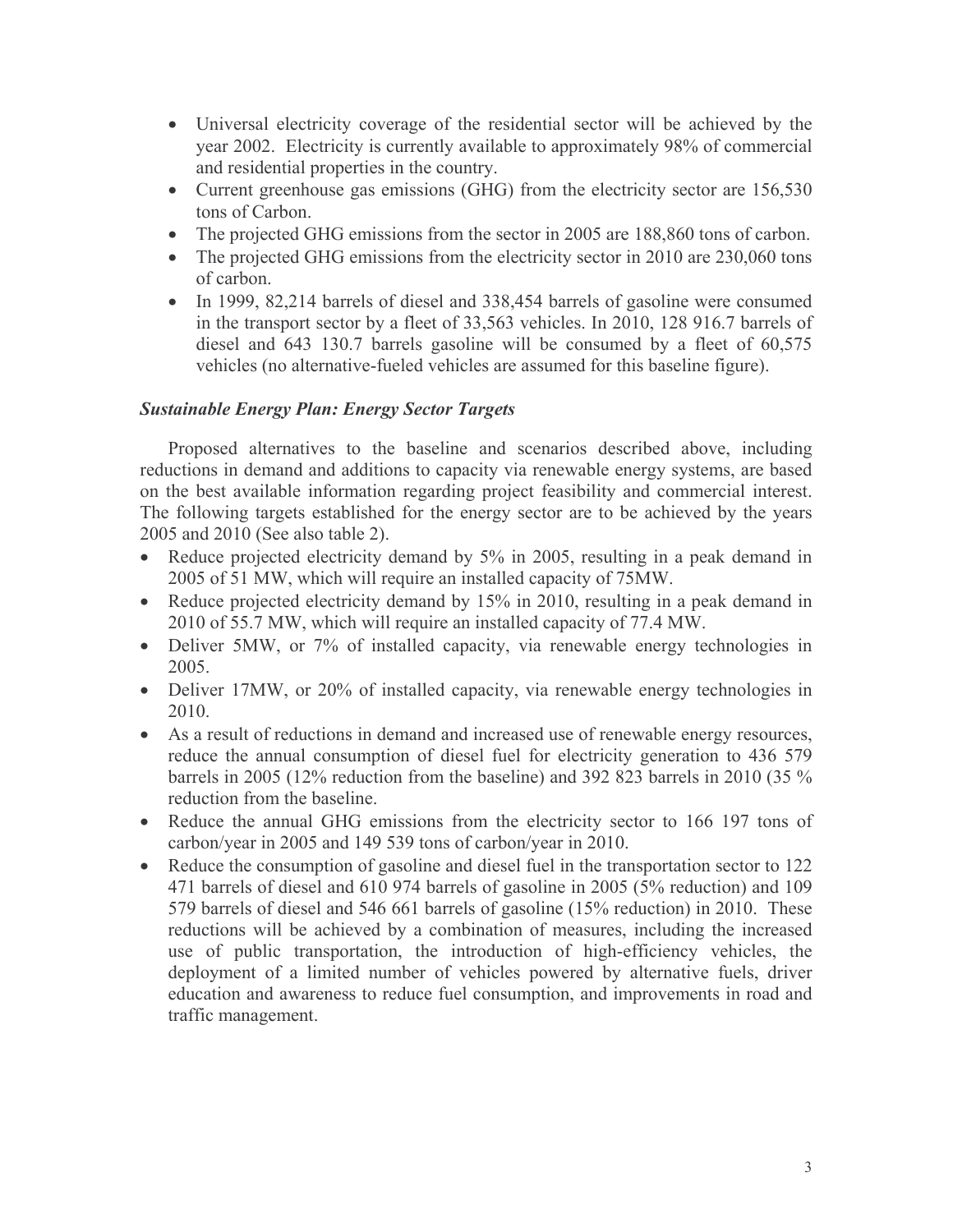- Universal electricity coverage of the residential sector will be achieved by the year 2002. Electricity is currently available to approximately 98% of commercial and residential properties in the country.
- Current greenhouse gas emissions (GHG) from the electricity sector are 156,530 tons of Carbon.
- The projected GHG emissions from the sector in 2005 are 188,860 tons of carbon.
- The projected GHG emissions from the electricity sector in 2010 are 230,060 tons of carbon.
- In 1999, 82,214 barrels of diesel and 338,454 barrels of gasoline were consumed in the transport sector by a fleet of 33,563 vehicles. In 2010, 128 916.7 barrels of diesel and 643 130.7 barrels gasoline will be consumed by a fleet of 60,575 vehicles (no alternative-fueled vehicles are assumed for this baseline figure).

### *Sustainable Energy Plan: Energy Sector Targets*

Proposed alternatives to the baseline and scenarios described above, including reductions in demand and additions to capacity via renewable energy systems, are based on the best available information regarding project feasibility and commercial interest. The following targets established for the energy sector are to be achieved by the years 2005 and 2010 (See also table 2).

- Reduce projected electricity demand by 5% in 2005, resulting in a peak demand in 2005 of 51 MW, which will require an installed capacity of 75MW.
- Reduce projected electricity demand by 15% in 2010, resulting in a peak demand in 2010 of 55.7 MW, which will require an installed capacity of 77.4 MW.
- Deliver 5MW, or 7% of installed capacity, via renewable energy technologies in 2005.
- Deliver 17MW, or 20% of installed capacity, via renewable energy technologies in 2010.
- As a result of reductions in demand and increased use of renewable energy resources, reduce the annual consumption of diesel fuel for electricity generation to 436 579 barrels in 2005 (12% reduction from the baseline) and 392 823 barrels in 2010 (35 % reduction from the baseline.
- Reduce the annual GHG emissions from the electricity sector to 166 197 tons of carbon/year in 2005 and 149 539 tons of carbon/year in 2010.
- Reduce the consumption of gasoline and diesel fuel in the transportation sector to 122 471 barrels of diesel and 610 974 barrels of gasoline in 2005 (5% reduction) and 109 579 barrels of diesel and 546 661 barrels of gasoline (15% reduction) in 2010. These reductions will be achieved by a combination of measures, including the increased use of public transportation, the introduction of high-efficiency vehicles, the deployment of a limited number of vehicles powered by alternative fuels, driver education and awareness to reduce fuel consumption, and improvements in road and traffic management.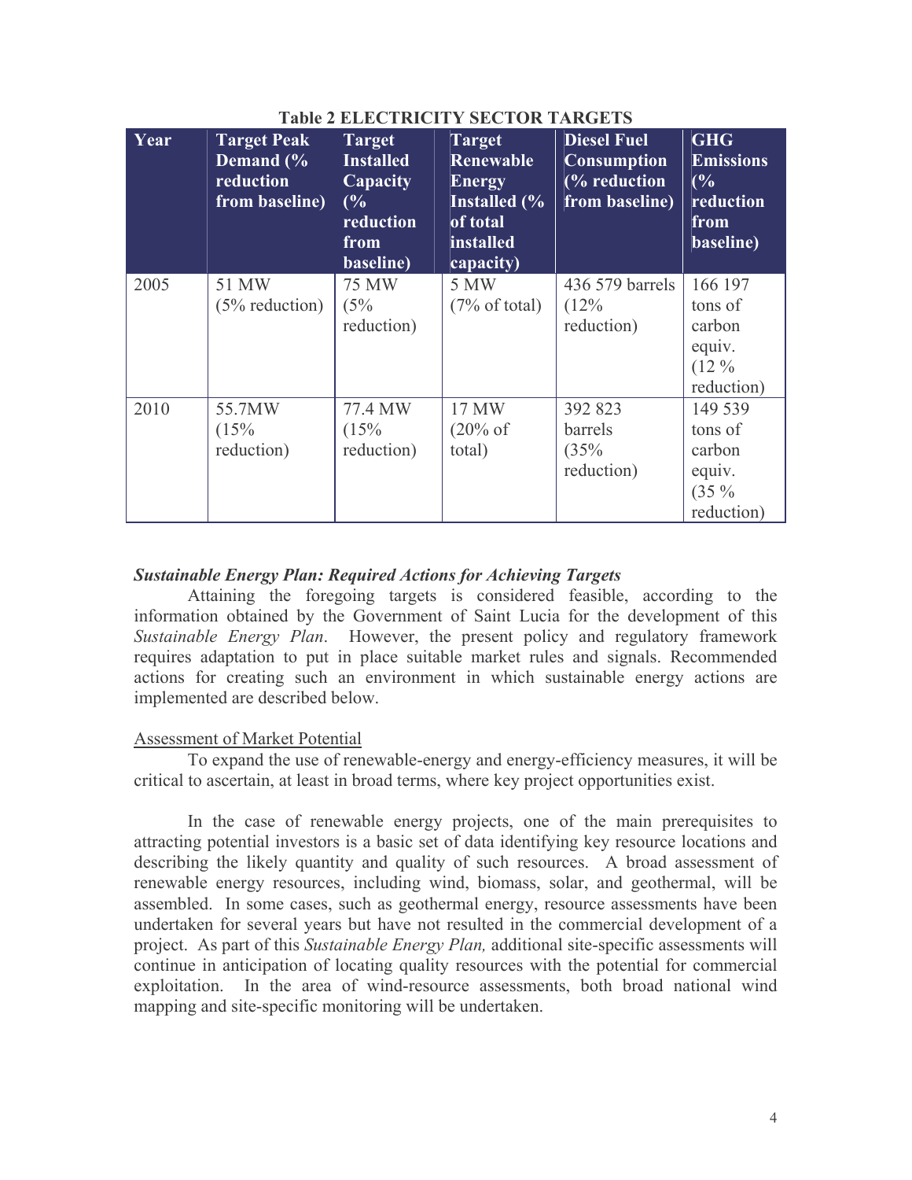**Table 2 ELECTRICITY SECTOR TARGETS**

| Year | Target Peak Demand (% reduction from baseline) | Target Installed Capacity (% reduction from baseline) | Target Renewable Energy Installed (% of total installed capacity) | Diesel Fuel Consumption (% reduction from baseline) | GHG Emissions (% reduction from baseline) |
|---|---|---|---|---|---|
| 2005 | 51 MW (5% reduction) | 75 MW (5% reduction) | 5 MW (7% of total) | 436 579 barrels (12% reduction) | 166 197 tons of carbon equiv. (12 % reduction) |
| 2010 | 55.7MW (15% reduction) | 77.4 MW (15% reduction) | 17 MW (20% of total) | 392 823 barrels (35% reduction) | 149 539 tons of carbon equiv. (35 % reduction) |

***Sustainable Energy Plan: Required Actions for Achieving Targets***

Attaining the foregoing targets is considered feasible, according to the information obtained by the Government of Saint Lucia for the development of this *Sustainable Energy Plan*. However, the present policy and regulatory framework requires adaptation to put in place suitable market rules and signals. Recommended actions for creating such an environment in which sustainable energy actions are implemented are described below.

<u>Assessment of Market Potential</u>

To expand the use of renewable-energy and energy-efficiency measures, it will be critical to ascertain, at least in broad terms, where key project opportunities exist.

In the case of renewable energy projects, one of the main prerequisites to attracting potential investors is a basic set of data identifying key resource locations and describing the likely quantity and quality of such resources. A broad assessment of renewable energy resources, including wind, biomass, solar, and geothermal, will be assembled. In some cases, such as geothermal energy, resource assessments have been undertaken for several years but have not resulted in the commercial development of a project. As part of this *Sustainable Energy Plan,* additional site-specific assessments will continue in anticipation of locating quality resources with the potential for commercial exploitation. In the area of wind-resource assessments, both broad national wind mapping and site-specific monitoring will be undertaken.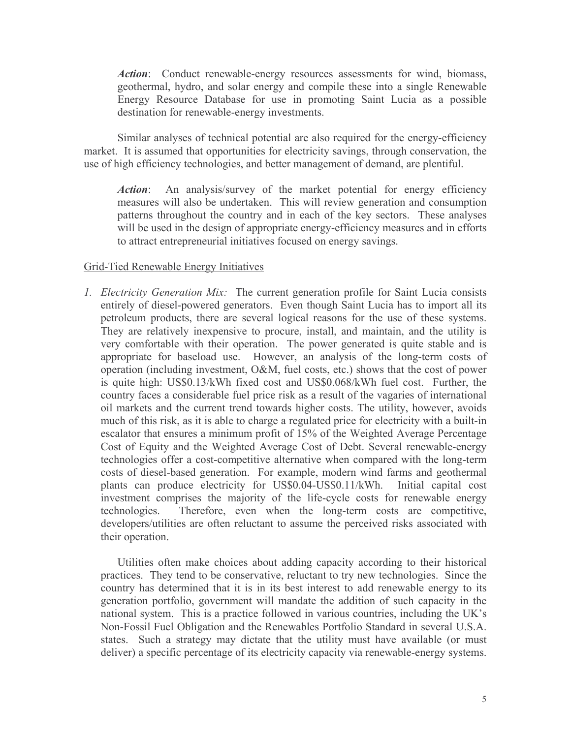*Action*: Conduct renewable-energy resources assessments for wind, biomass, geothermal, hydro, and solar energy and compile these into a single Renewable Energy Resource Database for use in promoting Saint Lucia as a possible destination for renewable-energy investments.

Similar analyses of technical potential are also required for the energy-efficiency market. It is assumed that opportunities for electricity savings, through conservation, the use of high efficiency technologies, and better management of demand, are plentiful.

*Action*: An analysis/survey of the market potential for energy efficiency measures will also be undertaken. This will review generation and consumption patterns throughout the country and in each of the key sectors. These analyses will be used in the design of appropriate energy-efficiency measures and in efforts to attract entrepreneurial initiatives focused on energy savings.

Grid-Tied Renewable Energy Initiatives

1. *Electricity Generation Mix:* The current generation profile for Saint Lucia consists entirely of diesel-powered generators. Even though Saint Lucia has to import all its petroleum products, there are several logical reasons for the use of these systems. They are relatively inexpensive to procure, install, and maintain, and the utility is very comfortable with their operation. The power generated is quite stable and is appropriate for baseload use. However, an analysis of the long-term costs of operation (including investment, O&M, fuel costs, etc.) shows that the cost of power is quite high: US$0.13/kWh fixed cost and US$0.068/kWh fuel cost. Further, the country faces a considerable fuel price risk as a result of the vagaries of international oil markets and the current trend towards higher costs. The utility, however, avoids much of this risk, as it is able to charge a regulated price for electricity with a built-in escalator that ensures a minimum profit of 15% of the Weighted Average Percentage Cost of Equity and the Weighted Average Cost of Debt. Several renewable-energy technologies offer a cost-competitive alternative when compared with the long-term costs of diesel-based generation. For example, modern wind farms and geothermal plants can produce electricity for US$0.04-US$0.11/kWh. Initial capital cost investment comprises the majority of the life-cycle costs for renewable energy technologies. Therefore, even when the long-term costs are competitive, developers/utilities are often reluctant to assume the perceived risks associated with their operation.

   Utilities often make choices about adding capacity according to their historical practices. They tend to be conservative, reluctant to try new technologies. Since the country has determined that it is in its best interest to add renewable energy to its generation portfolio, government will mandate the addition of such capacity in the national system. This is a practice followed in various countries, including the UK's Non-Fossil Fuel Obligation and the Renewables Portfolio Standard in several U.S.A. states. Such a strategy may dictate that the utility must have available (or must deliver) a specific percentage of its electricity capacity via renewable-energy systems.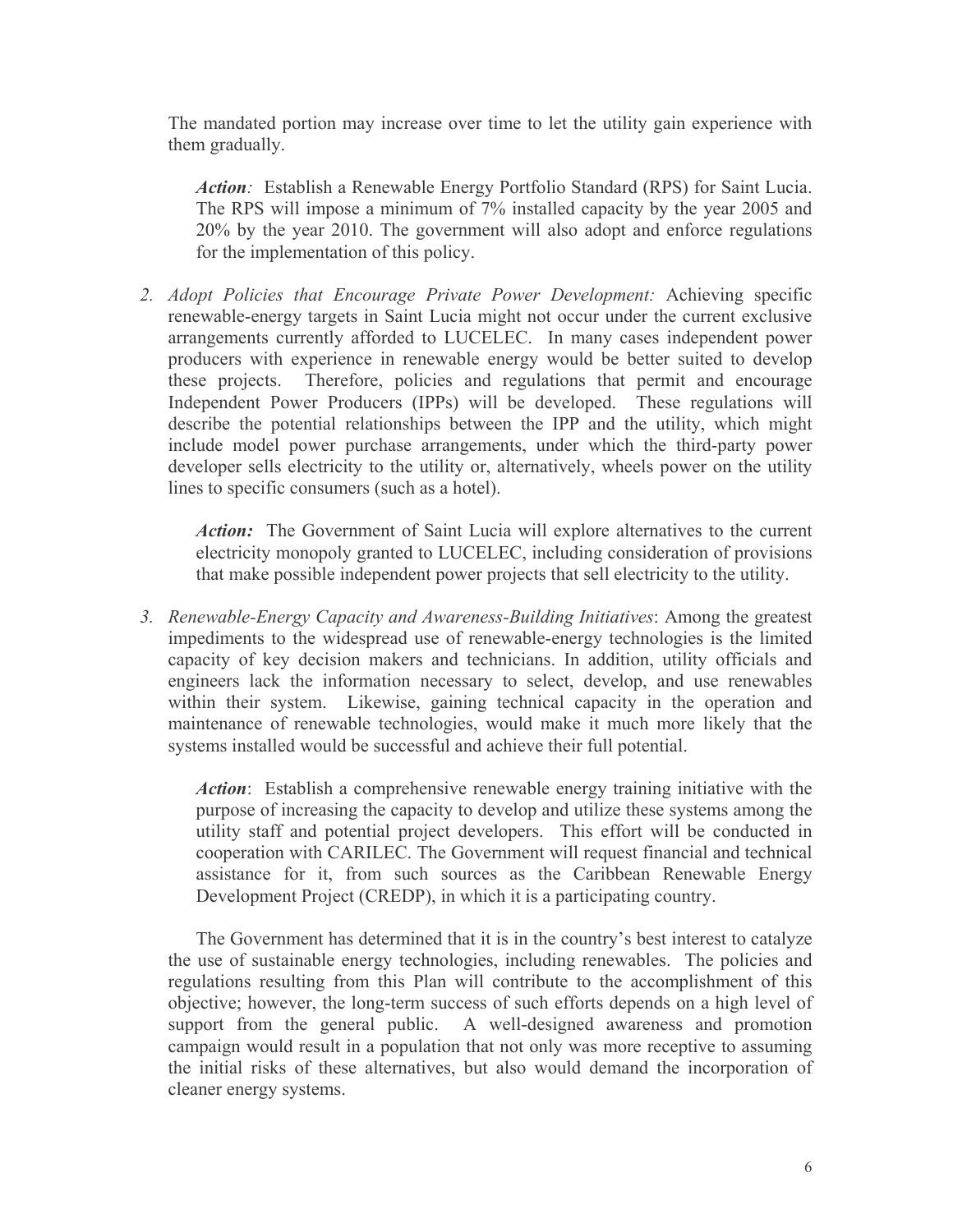The mandated portion may increase over time to let the utility gain experience with them gradually.

> ***Action**:* Establish a Renewable Energy Portfolio Standard (RPS) for Saint Lucia. The RPS will impose a minimum of 7% installed capacity by the year 2005 and 20% by the year 2010. The government will also adopt and enforce regulations for the implementation of this policy.

2. *Adopt Policies that Encourage Private Power Development:* Achieving specific renewable-energy targets in Saint Lucia might not occur under the current exclusive arrangements currently afforded to LUCELEC. In many cases independent power producers with experience in renewable energy would be better suited to develop these projects. Therefore, policies and regulations that permit and encourage Independent Power Producers (IPPs) will be developed. These regulations will describe the potential relationships between the IPP and the utility, which might include model power purchase arrangements, under which the third-party power developer sells electricity to the utility or, alternatively, wheels power on the utility lines to specific consumers (such as a hotel).

   ***Action:*** The Government of Saint Lucia will explore alternatives to the current electricity monopoly granted to LUCELEC, including consideration of provisions that make possible independent power projects that sell electricity to the utility.

3. *Renewable-Energy Capacity and Awareness-Building Initiatives*: Among the greatest impediments to the widespread use of renewable-energy technologies is the limited capacity of key decision makers and technicians. In addition, utility officials and engineers lack the information necessary to select, develop, and use renewables within their system. Likewise, gaining technical capacity in the operation and maintenance of renewable technologies, would make it much more likely that the systems installed would be successful and achieve their full potential.

   ***Action***: Establish a comprehensive renewable energy training initiative with the purpose of increasing the capacity to develop and utilize these systems among the utility staff and potential project developers. This effort will be conducted in cooperation with CARILEC. The Government will request financial and technical assistance for it, from such sources as the Caribbean Renewable Energy Development Project (CREDP), in which it is a participating country.

   The Government has determined that it is in the country's best interest to catalyze the use of sustainable energy technologies, including renewables. The policies and regulations resulting from this Plan will contribute to the accomplishment of this objective; however, the long-term success of such efforts depends on a high level of support from the general public. A well-designed awareness and promotion campaign would result in a population that not only was more receptive to assuming the initial risks of these alternatives, but also would demand the incorporation of cleaner energy systems.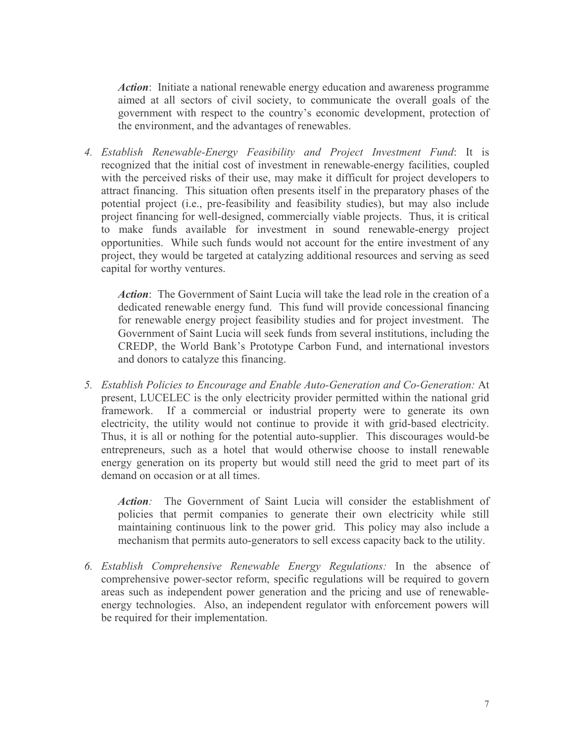*Action*: Initiate a national renewable energy education and awareness programme aimed at all sectors of civil society, to communicate the overall goals of the government with respect to the country's economic development, protection of the environment, and the advantages of renewables.

4. *Establish Renewable-Energy Feasibility and Project Investment Fund*: It is recognized that the initial cost of investment in renewable-energy facilities, coupled with the perceived risks of their use, may make it difficult for project developers to attract financing. This situation often presents itself in the preparatory phases of the potential project (i.e., pre-feasibility and feasibility studies), but may also include project financing for well-designed, commercially viable projects. Thus, it is critical to make funds available for investment in sound renewable-energy project opportunities. While such funds would not account for the entire investment of any project, they would be targeted at catalyzing additional resources and serving as seed capital for worthy ventures.

   *Action*: The Government of Saint Lucia will take the lead role in the creation of a dedicated renewable energy fund. This fund will provide concessional financing for renewable energy project feasibility studies and for project investment. The Government of Saint Lucia will seek funds from several institutions, including the CREDP, the World Bank's Prototype Carbon Fund, and international investors and donors to catalyze this financing.

5. *Establish Policies to Encourage and Enable Auto-Generation and Co-Generation:* At present, LUCELEC is the only electricity provider permitted within the national grid framework. If a commercial or industrial property were to generate its own electricity, the utility would not continue to provide it with grid-based electricity. Thus, it is all or nothing for the potential auto-supplier. This discourages would-be entrepreneurs, such as a hotel that would otherwise choose to install renewable energy generation on its property but would still need the grid to meet part of its demand on occasion or at all times.

   *Action:* The Government of Saint Lucia will consider the establishment of policies that permit companies to generate their own electricity while still maintaining continuous link to the power grid. This policy may also include a mechanism that permits auto-generators to sell excess capacity back to the utility.

6. *Establish Comprehensive Renewable Energy Regulations:* In the absence of comprehensive power-sector reform, specific regulations will be required to govern areas such as independent power generation and the pricing and use of renewable-energy technologies. Also, an independent regulator with enforcement powers will be required for their implementation.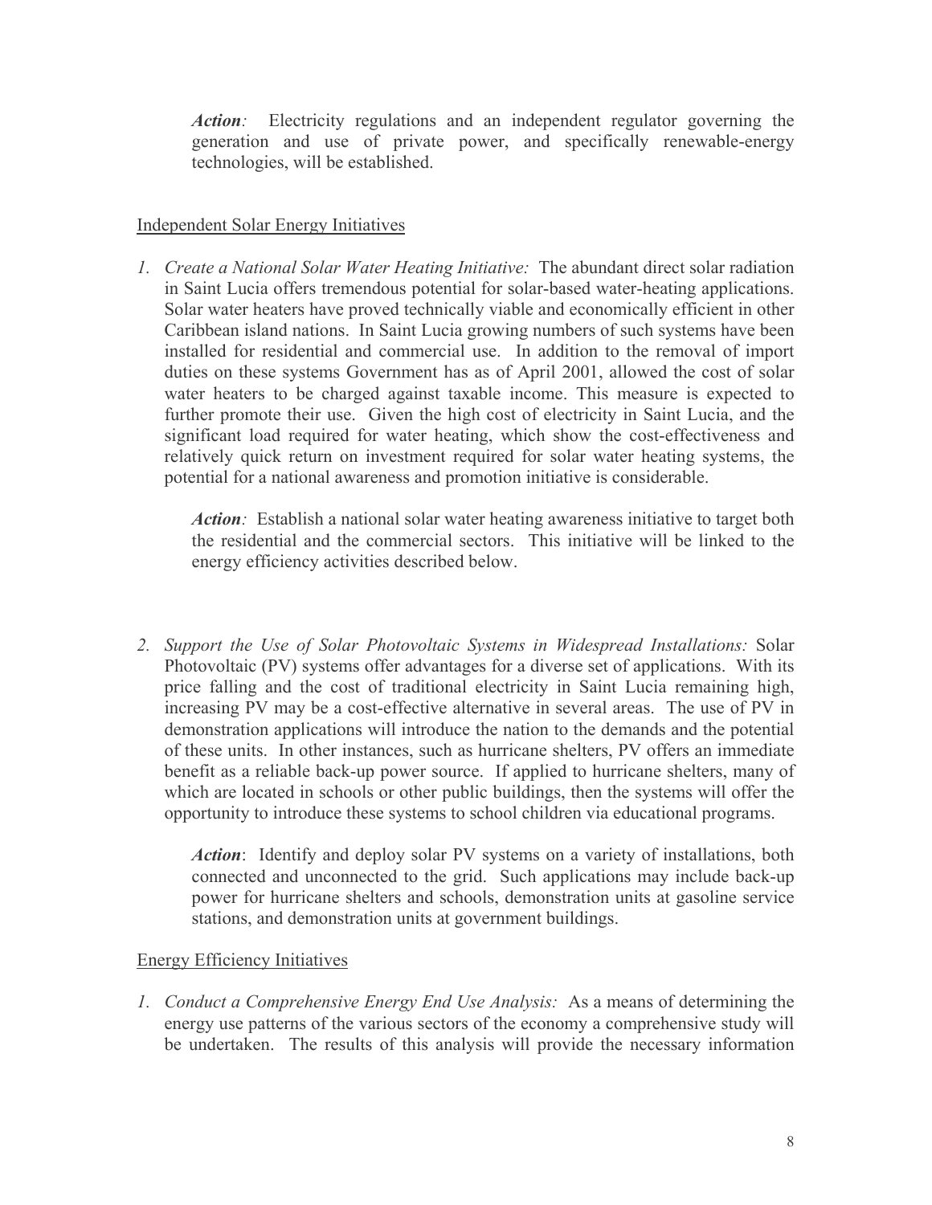*Action:* Electricity regulations and an independent regulator governing the generation and use of private power, and specifically renewable-energy technologies, will be established.

<u>Independent Solar Energy Initiatives</u>

1. *Create a National Solar Water Heating Initiative:* The abundant direct solar radiation in Saint Lucia offers tremendous potential for solar-based water-heating applications. Solar water heaters have proved technically viable and economically efficient in other Caribbean island nations. In Saint Lucia growing numbers of such systems have been installed for residential and commercial use. In addition to the removal of import duties on these systems Government has as of April 2001, allowed the cost of solar water heaters to be charged against taxable income. This measure is expected to further promote their use. Given the high cost of electricity in Saint Lucia, and the significant load required for water heating, which show the cost-effectiveness and relatively quick return on investment required for solar water heating systems, the potential for a national awareness and promotion initiative is considerable.

   ***Action:*** Establish a national solar water heating awareness initiative to target both the residential and the commercial sectors. This initiative will be linked to the energy efficiency activities described below.

2. *Support the Use of Solar Photovoltaic Systems in Widespread Installations:* Solar Photovoltaic (PV) systems offer advantages for a diverse set of applications. With its price falling and the cost of traditional electricity in Saint Lucia remaining high, increasing PV may be a cost-effective alternative in several areas. The use of PV in demonstration applications will introduce the nation to the demands and the potential of these units. In other instances, such as hurricane shelters, PV offers an immediate benefit as a reliable back-up power source. If applied to hurricane shelters, many of which are located in schools or other public buildings, then the systems will offer the opportunity to introduce these systems to school children via educational programs.

   ***Action***: Identify and deploy solar PV systems on a variety of installations, both connected and unconnected to the grid. Such applications may include back-up power for hurricane shelters and schools, demonstration units at gasoline service stations, and demonstration units at government buildings.

<u>Energy Efficiency Initiatives</u>

1. *Conduct a Comprehensive Energy End Use Analysis:* As a means of determining the energy use patterns of the various sectors of the economy a comprehensive study will be undertaken. The results of this analysis will provide the necessary information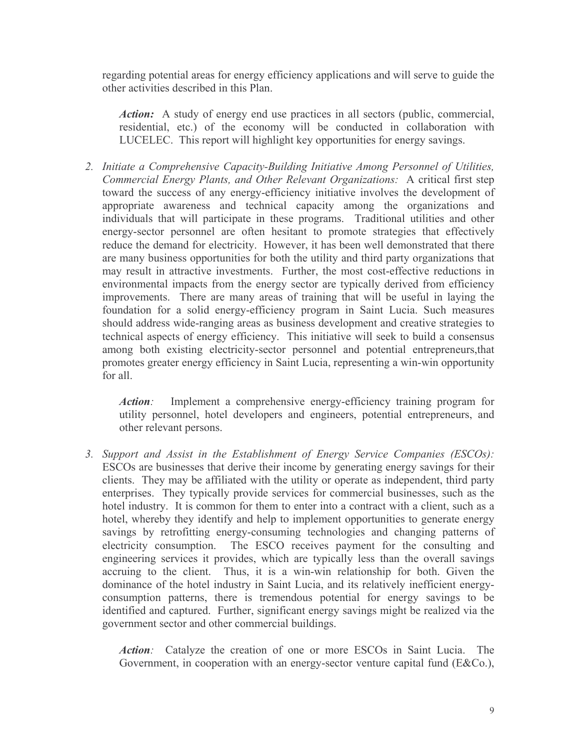regarding potential areas for energy efficiency applications and will serve to guide the other activities described in this Plan.

> ***Action:*** A study of energy end use practices in all sectors (public, commercial, residential, etc.) of the economy will be conducted in collaboration with LUCELEC. This report will highlight key opportunities for energy savings.

2. *Initiate a Comprehensive Capacity-Building Initiative Among Personnel of Utilities, Commercial Energy Plants, and Other Relevant Organizations:* A critical first step toward the success of any energy-efficiency initiative involves the development of appropriate awareness and technical capacity among the organizations and individuals that will participate in these programs. Traditional utilities and other energy-sector personnel are often hesitant to promote strategies that effectively reduce the demand for electricity. However, it has been well demonstrated that there are many business opportunities for both the utility and third party organizations that may result in attractive investments. Further, the most cost-effective reductions in environmental impacts from the energy sector are typically derived from efficiency improvements. There are many areas of training that will be useful in laying the foundation for a solid energy-efficiency program in Saint Lucia. Such measures should address wide-ranging areas as business development and creative strategies to technical aspects of energy efficiency. This initiative will seek to build a consensus among both existing electricity-sector personnel and potential entrepreneurs,that promotes greater energy efficiency in Saint Lucia, representing a win-win opportunity for all.

   > ***Action:*** Implement a comprehensive energy-efficiency training program for utility personnel, hotel developers and engineers, potential entrepreneurs, and other relevant persons.

3. *Support and Assist in the Establishment of Energy Service Companies (ESCOs):* ESCOs are businesses that derive their income by generating energy savings for their clients. They may be affiliated with the utility or operate as independent, third party enterprises. They typically provide services for commercial businesses, such as the hotel industry. It is common for them to enter into a contract with a client, such as a hotel, whereby they identify and help to implement opportunities to generate energy savings by retrofitting energy-consuming technologies and changing patterns of electricity consumption. The ESCO receives payment for the consulting and engineering services it provides, which are typically less than the overall savings accruing to the client. Thus, it is a win-win relationship for both. Given the dominance of the hotel industry in Saint Lucia, and its relatively inefficient energy-consumption patterns, there is tremendous potential for energy savings to be identified and captured. Further, significant energy savings might be realized via the government sector and other commercial buildings.

   > ***Action:*** Catalyze the creation of one or more ESCOs in Saint Lucia. The Government, in cooperation with an energy-sector venture capital fund (E&Co.),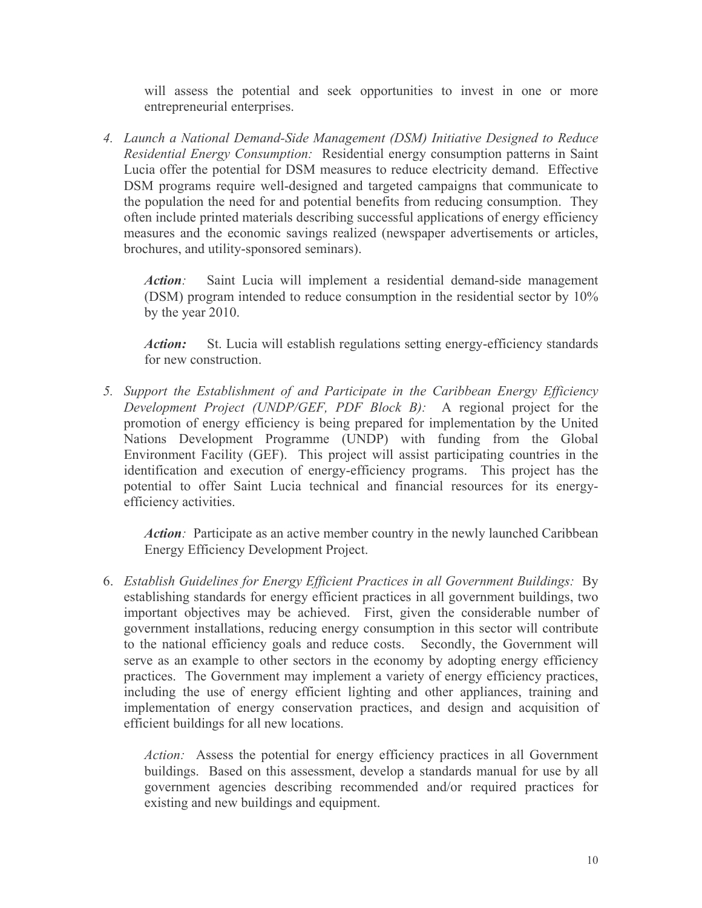will assess the potential and seek opportunities to invest in one or more entrepreneurial enterprises.

4. *Launch a National Demand-Side Management (DSM) Initiative Designed to Reduce Residential Energy Consumption:* Residential energy consumption patterns in Saint Lucia offer the potential for DSM measures to reduce electricity demand. Effective DSM programs require well-designed and targeted campaigns that communicate to the population the need for and potential benefits from reducing consumption. They often include printed materials describing successful applications of energy efficiency measures and the economic savings realized (newspaper advertisements or articles, brochures, and utility-sponsored seminars).

   ***Action**:* Saint Lucia will implement a residential demand-side management (DSM) program intended to reduce consumption in the residential sector by 10% by the year 2010.

   ***Action:*** St. Lucia will establish regulations setting energy-efficiency standards for new construction.

5. *Support the Establishment of and Participate in the Caribbean Energy Efficiency Development Project (UNDP/GEF, PDF Block B):* A regional project for the promotion of energy efficiency is being prepared for implementation by the United Nations Development Programme (UNDP) with funding from the Global Environment Facility (GEF). This project will assist participating countries in the identification and execution of energy-efficiency programs. This project has the potential to offer Saint Lucia technical and financial resources for its energy-efficiency activities.

   ***Action**:* Participate as an active member country in the newly launched Caribbean Energy Efficiency Development Project.

6. *Establish Guidelines for Energy Efficient Practices in all Government Buildings:* By establishing standards for energy efficient practices in all government buildings, two important objectives may be achieved. First, given the considerable number of government installations, reducing energy consumption in this sector will contribute to the national efficiency goals and reduce costs. Secondly, the Government will serve as an example to other sectors in the economy by adopting energy efficiency practices. The Government may implement a variety of energy efficiency practices, including the use of energy efficient lighting and other appliances, training and implementation of energy conservation practices, and design and acquisition of efficient buildings for all new locations.

   *Action:* Assess the potential for energy efficiency practices in all Government buildings. Based on this assessment, develop a standards manual for use by all government agencies describing recommended and/or required practices for existing and new buildings and equipment.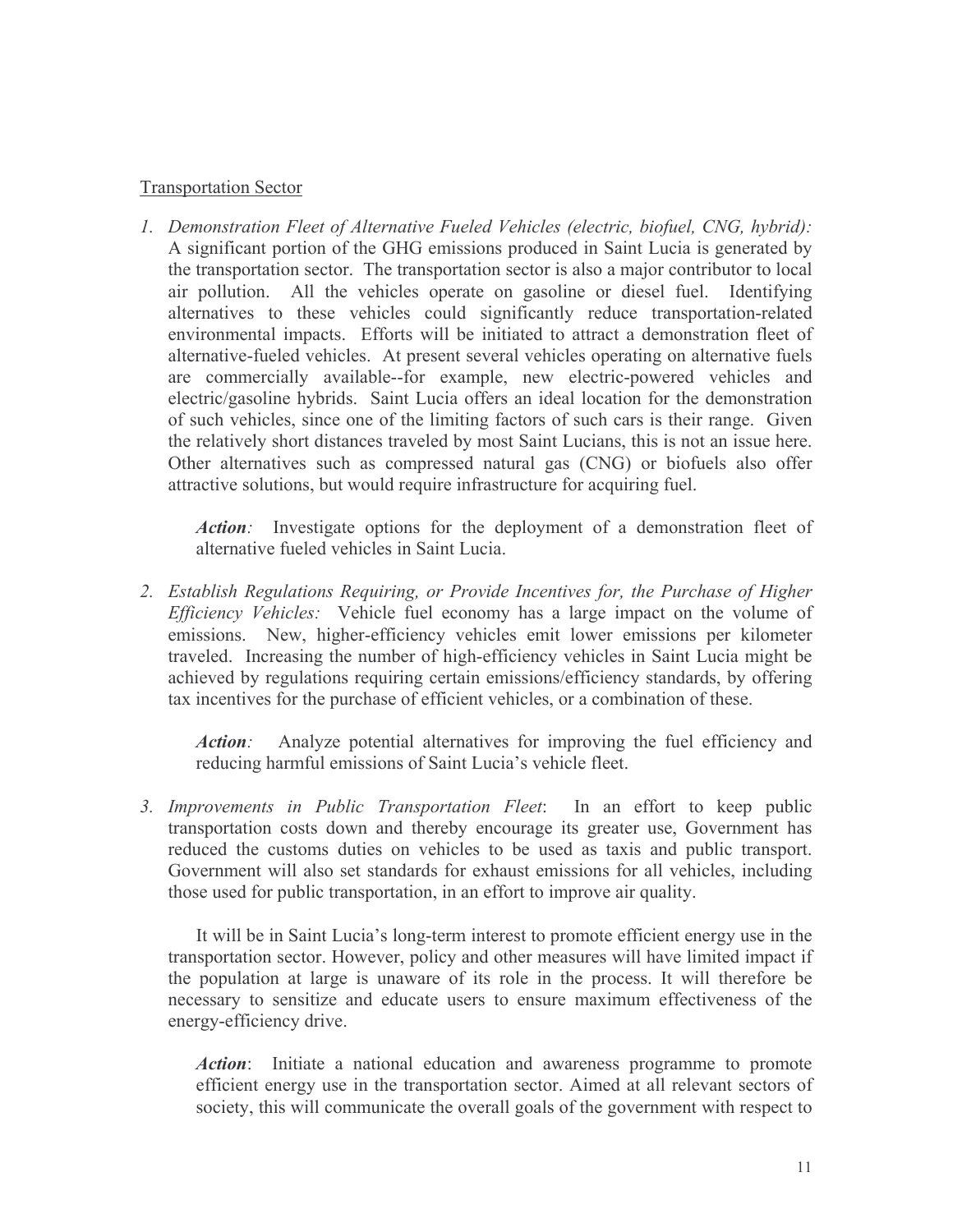Transportation Sector

1. *Demonstration Fleet of Alternative Fueled Vehicles (electric, biofuel, CNG, hybrid):* A significant portion of the GHG emissions produced in Saint Lucia is generated by the transportation sector. The transportation sector is also a major contributor to local air pollution. All the vehicles operate on gasoline or diesel fuel. Identifying alternatives to these vehicles could significantly reduce transportation-related environmental impacts. Efforts will be initiated to attract a demonstration fleet of alternative-fueled vehicles. At present several vehicles operating on alternative fuels are commercially available--for example, new electric-powered vehicles and electric/gasoline hybrids. Saint Lucia offers an ideal location for the demonstration of such vehicles, since one of the limiting factors of such cars is their range. Given the relatively short distances traveled by most Saint Lucians, this is not an issue here. Other alternatives such as compressed natural gas (CNG) or biofuels also offer attractive solutions, but would require infrastructure for acquiring fuel.

   ***Action**:* Investigate options for the deployment of a demonstration fleet of alternative fueled vehicles in Saint Lucia.

2. *Establish Regulations Requiring, or Provide Incentives for, the Purchase of Higher Efficiency Vehicles:* Vehicle fuel economy has a large impact on the volume of emissions. New, higher-efficiency vehicles emit lower emissions per kilometer traveled. Increasing the number of high-efficiency vehicles in Saint Lucia might be achieved by regulations requiring certain emissions/efficiency standards, by offering tax incentives for the purchase of efficient vehicles, or a combination of these.

   ***Action**:* Analyze potential alternatives for improving the fuel efficiency and reducing harmful emissions of Saint Lucia's vehicle fleet.

3. *Improvements in Public Transportation Fleet*: In an effort to keep public transportation costs down and thereby encourage its greater use, Government has reduced the customs duties on vehicles to be used as taxis and public transport. Government will also set standards for exhaust emissions for all vehicles, including those used for public transportation, in an effort to improve air quality.

   It will be in Saint Lucia's long-term interest to promote efficient energy use in the transportation sector. However, policy and other measures will have limited impact if the population at large is unaware of its role in the process. It will therefore be necessary to sensitize and educate users to ensure maximum effectiveness of the energy-efficiency drive.

   ***Action***: Initiate a national education and awareness programme to promote efficient energy use in the transportation sector. Aimed at all relevant sectors of society, this will communicate the overall goals of the government with respect to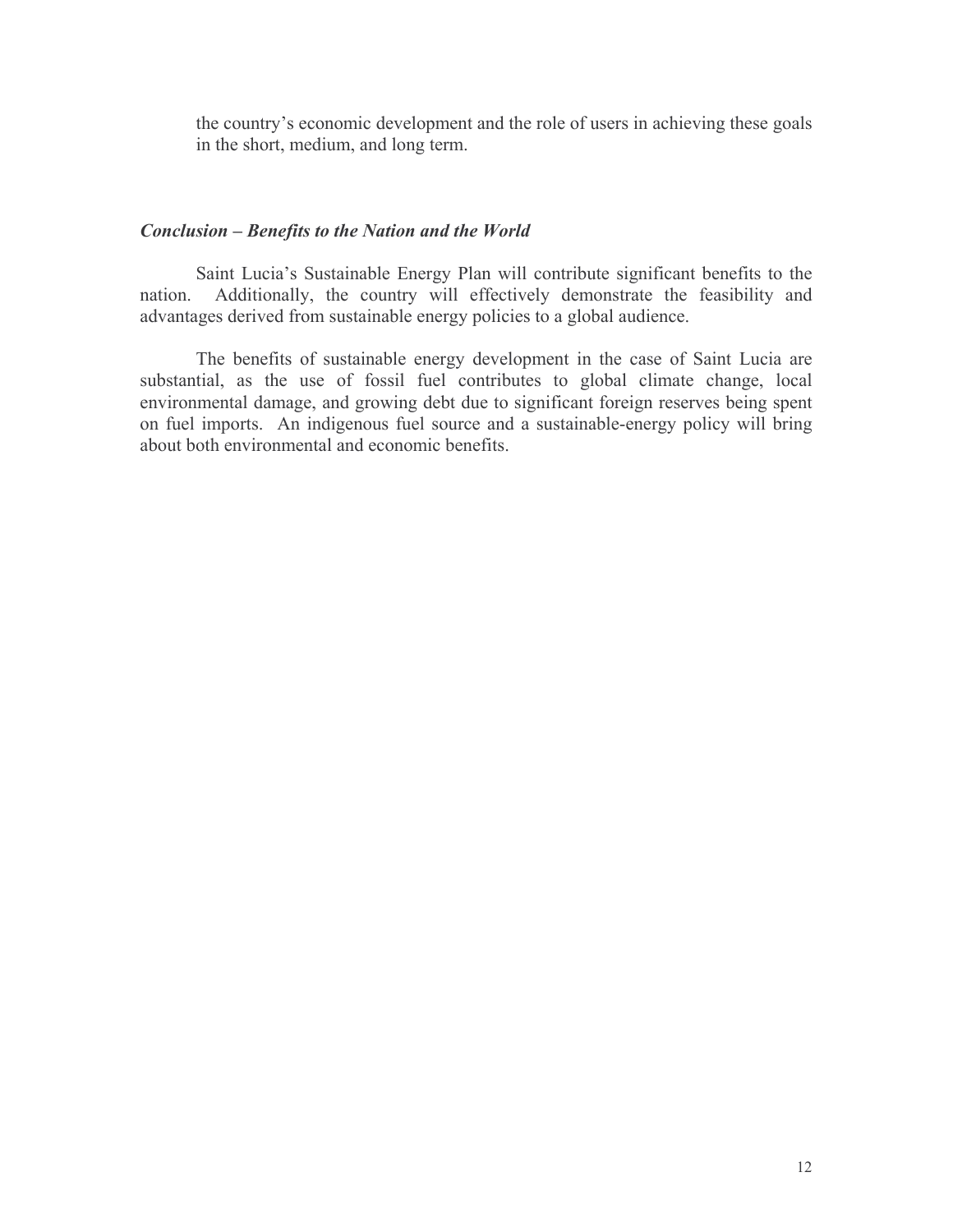the country's economic development and the role of users in achieving these goals in the short, medium, and long term.

### *Conclusion – Benefits to the Nation and the World*

Saint Lucia's Sustainable Energy Plan will contribute significant benefits to the nation. Additionally, the country will effectively demonstrate the feasibility and advantages derived from sustainable energy policies to a global audience.

The benefits of sustainable energy development in the case of Saint Lucia are substantial, as the use of fossil fuel contributes to global climate change, local environmental damage, and growing debt due to significant foreign reserves being spent on fuel imports. An indigenous fuel source and a sustainable-energy policy will bring about both environmental and economic benefits.